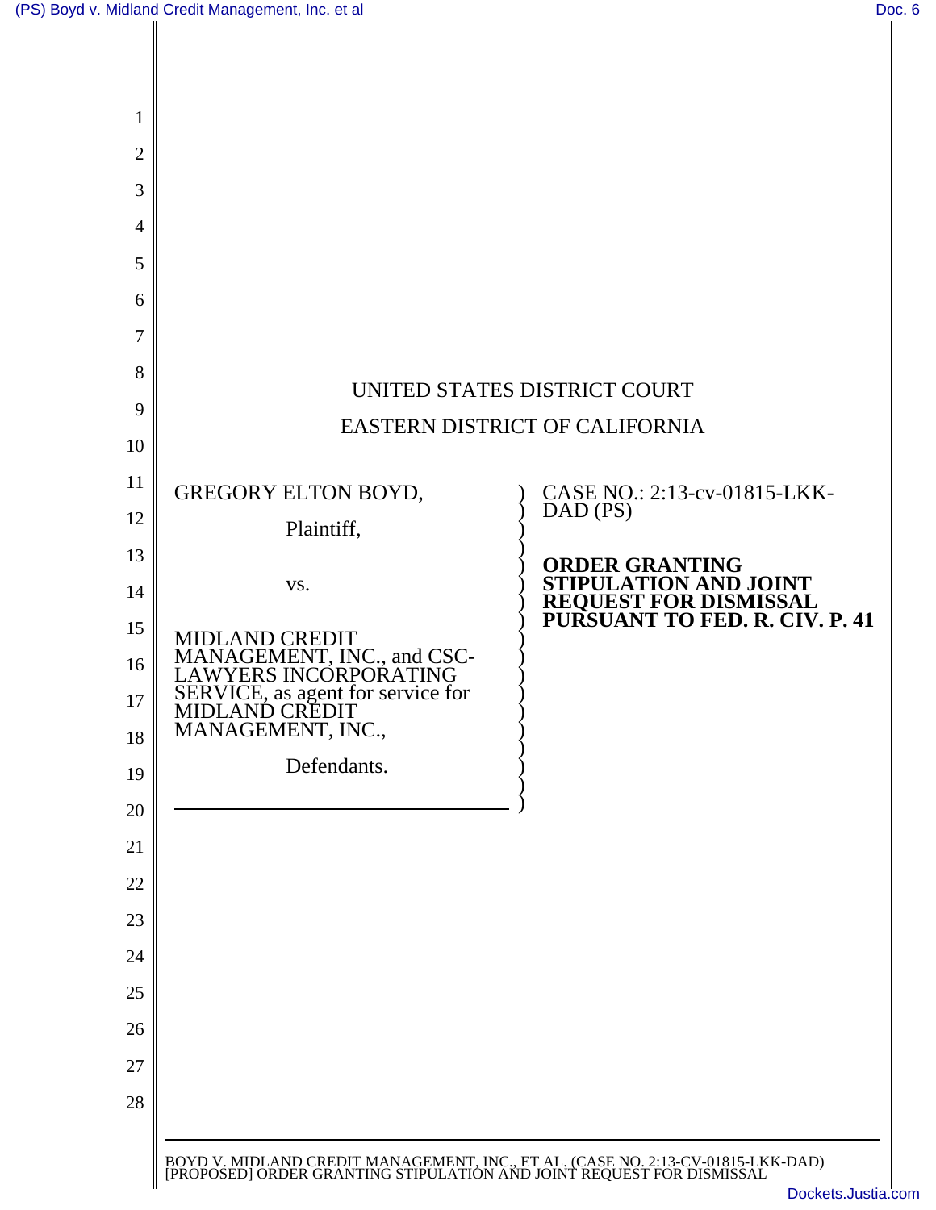UNITED STATES DISTRICT COURT

EASTERN DISTRICT OF CALIFORNIA

| | |
|---|---|
| GREGORY ELTON BOYD,<br><br>Plaintiff,<br><br>vs.<br><br>MIDLAND CREDIT MANAGEMENT, INC., and CSC-LAWYERS INCORPORATING SERVICE, as agent for service for MIDLAND CREDIT MANAGEMENT, INC.,<br><br>Defendants. | CASE NO.: 2:13-cv-01815-LKK-DAD (PS)<br><br>**ORDER GRANTING STIPULATION AND JOINT REQUEST FOR DISMISSAL PURSUANT TO FED. R. CIV. P. 41** |

BOYD V. MIDLAND CREDIT MANAGEMENT, INC., ET AL. (CASE NO. 2:13-CV-01815-LKK-DAD)
[PROPOSED] ORDER GRANTING STIPULATION AND JOINT REQUEST FOR DISMISSAL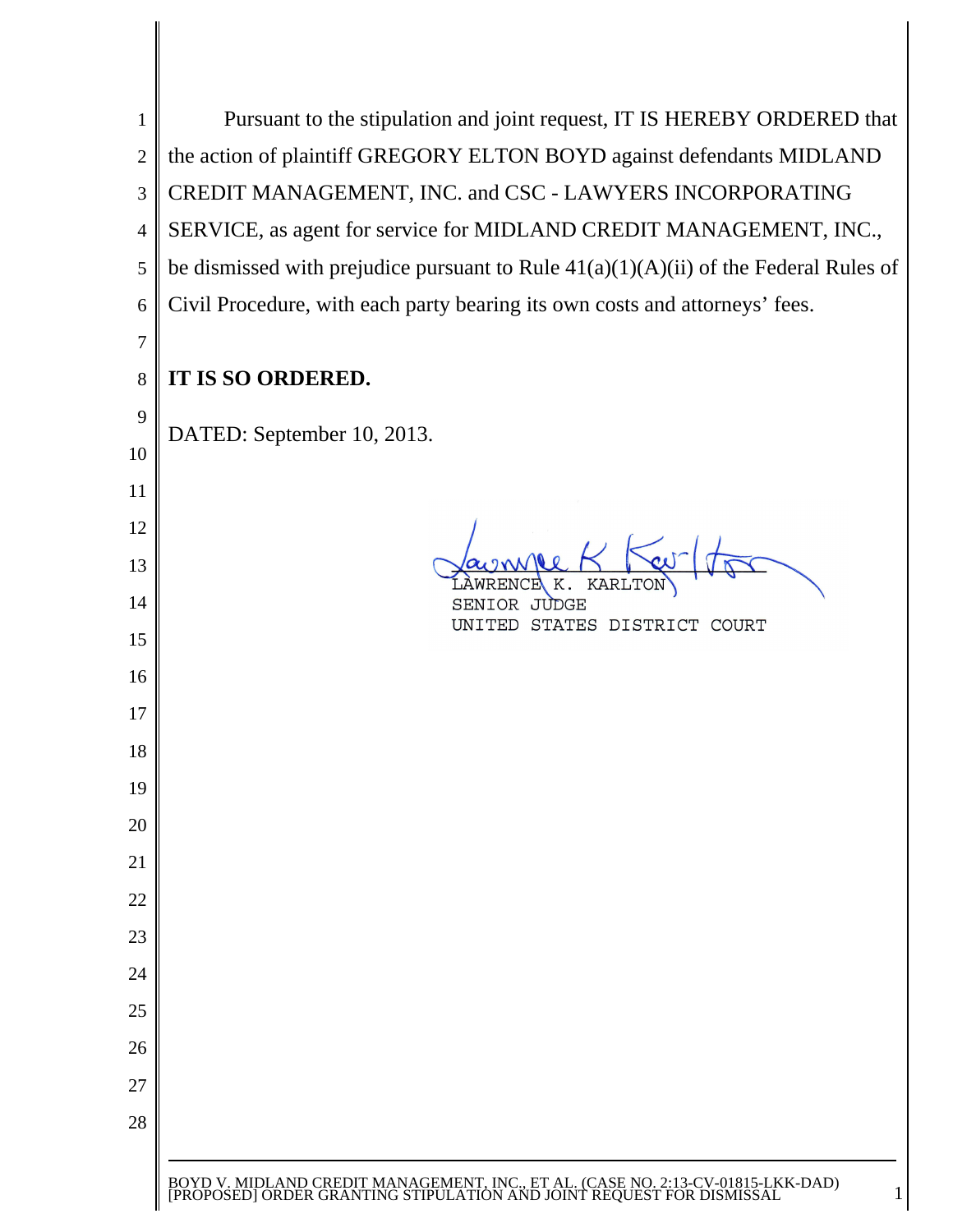Pursuant to the stipulation and joint request, IT IS HEREBY ORDERED that the action of plaintiff GREGORY ELTON BOYD against defendants MIDLAND CREDIT MANAGEMENT, INC. and CSC - LAWYERS INCORPORATING SERVICE, as agent for service for MIDLAND CREDIT MANAGEMENT, INC., be dismissed with prejudice pursuant to Rule 41(a)(1)(A)(ii) of the Federal Rules of Civil Procedure, with each party bearing its own costs and attorneys' fees.

**IT IS SO ORDERED.**

DATED: September 10, 2013.

LAWRENCE K. KARLTON
SENIOR JUDGE
UNITED STATES DISTRICT COURT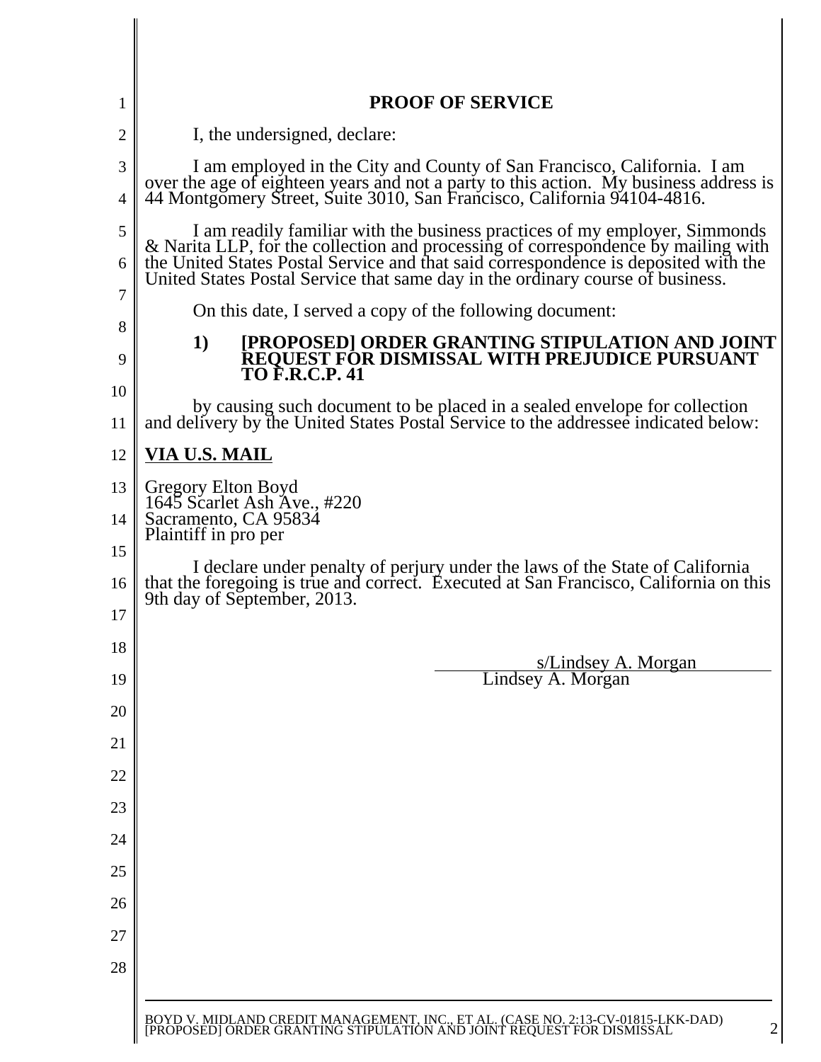# PROOF OF SERVICE

I, the undersigned, declare:

I am employed in the City and County of San Francisco, California. I am over the age of eighteen years and not a party to this action. My business address is 44 Montgomery Street, Suite 3010, San Francisco, California 94104-4816.

I am readily familiar with the business practices of my employer, Simmonds & Narita LLP, for the collection and processing of correspondence by mailing with the United States Postal Service and that said correspondence is deposited with the United States Postal Service that same day in the ordinary course of business.

On this date, I served a copy of the following document:

**1) [PROPOSED] ORDER GRANTING STIPULATION AND JOINT REQUEST FOR DISMISSAL WITH PREJUDICE PURSUANT TO F.R.C.P. 41**

by causing such document to be placed in a sealed envelope for collection and delivery by the United States Postal Service to the addressee indicated below:

**VIA U.S. MAIL**

Gregory Elton Boyd
1645 Scarlet Ash Ave., #220
Sacramento, CA 95834
Plaintiff in pro per

I declare under penalty of perjury under the laws of the State of California that the foregoing is true and correct. Executed at San Francisco, California on this 9th day of September, 2013.

s/Lindsey A. Morgan
Lindsey A. Morgan

BOYD V. MIDLAND CREDIT MANAGEMENT, INC., ET AL. (CASE NO. 2:13-CV-01815-LKK-DAD)
[PROPOSED] ORDER GRANTING STIPULATION AND JOINT REQUEST FOR DISMISSAL